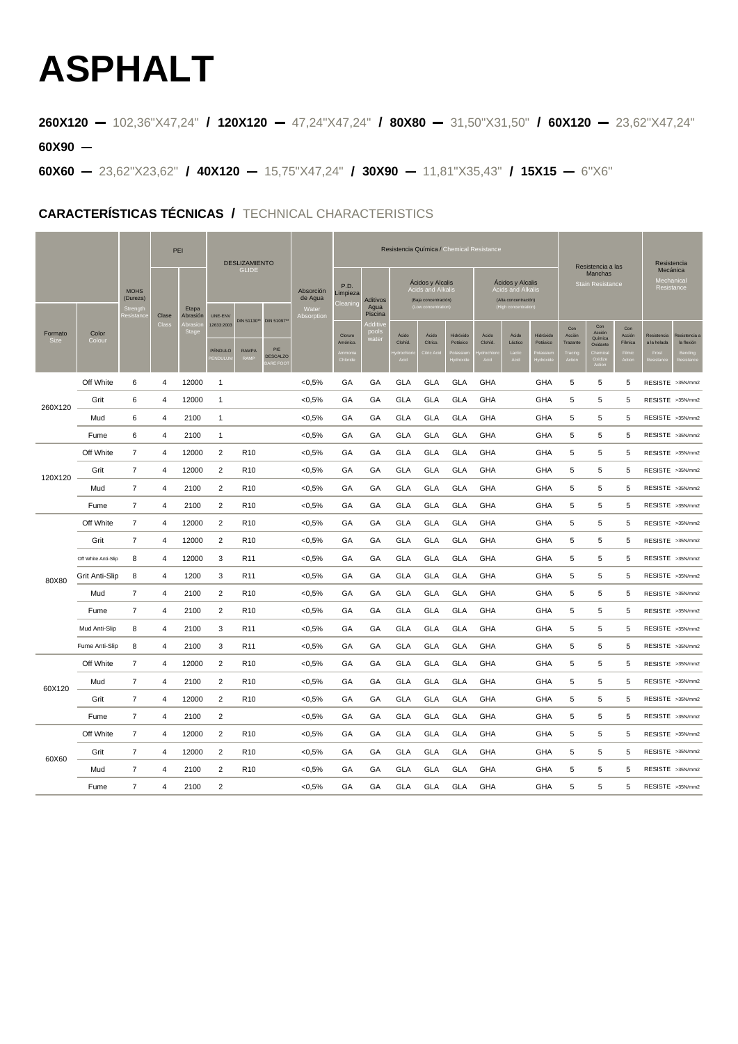# ASPHALT

**260X120 —** 102,36"X47,24" **/ 120X120 —** 47,24"X47,24" **/ 80X80 —** 31,50"X31,50" **/ 60X120 —** 23,62"X47,24"

**60X90 —**

**60X60 —** 23,62"X23,62" **/ 40X120 —** 15,75"X47,24" **/ 30X90 —** 11,81"X35,43" **/ 15X15 —** 6"X6"

## CARACTERÍSTICAS TÉCNICAS / TECHNICAL CHARACTERISTICS

| Formato Size | Color Colour | MOHS (Dureza) Strength Resistance | PEI Clase Class | PEI Etapa Abrasión Abrasion Stage | DESLIZAMIENTO GLIDE UNE-ENV 12633:2003 PÉNDULO PENDULUM | DESLIZAMIENTO GLIDE DIN 51130** RAMPA RAMP | DESLIZAMIENTO GLIDE DIN 51097** PIE DESCALZO BARE FOOT | Absorción de Agua Water Absorption | Resistencia Química / Chemical Resistance — P.D. Limpieza Cleaning: Cloruro Amónico. Ammonia Chloride | Aditivos Agua Piscina Additive pools water | Ácidos y Alcalis Acids and Alkalis (Baja concentración) (Low concentration): Ácido Clorhíd. Hydrochloric Acid | Ácido Cítrico. Citric Acid | Hidróxido Potásico Potassium Hydroxide | Ácidos y Alcalis Acids and Alkalis (Alta concentración) (High concentration): Ácido Clorhíd. Hydrochloric Acid | Ácido Láctico Lactic Acid | Hidróxido Potásico Potassium Hydroxide | Resistencia a las Manchas Stain Resistance: Con Acción Trazante Tracing Action | Con Acción Química Oxidante Chemical Oxidize Action | Con Acción Fílmica Filmic Action | Resistencia Mecánica Mechanical Resistance: Resistencia a la helada Frost Resistance | Resistencia a la flexión Bending Resistance |
|---|---|---|---|---|---|---|---|---|---|---|---|---|---|---|---|---|---|---|---|---|---|
| 260X120 | Off White | 6 | 4 | 12000 | 1 | | | <0,5% | GA | GA | GLA | GLA | GLA | GHA | | GHA | 5 | 5 | 5 | RESISTE | >35N/mm2 |
| | Grit | 6 | 4 | 12000 | 1 | | | <0,5% | GA | GA | GLA | GLA | GLA | GHA | | GHA | 5 | 5 | 5 | RESISTE | >35N/mm2 |
| | Mud | 6 | 4 | 2100 | 1 | | | <0,5% | GA | GA | GLA | GLA | GLA | GHA | | GHA | 5 | 5 | 5 | RESISTE | >35N/mm2 |
| | Fume | 6 | 4 | 2100 | 1 | | | <0,5% | GA | GA | GLA | GLA | GLA | GHA | | GHA | 5 | 5 | 5 | RESISTE | >35N/mm2 |
| 120X120 | Off White | 7 | 4 | 12000 | 2 | R10 | | <0,5% | GA | GA | GLA | GLA | GLA | GHA | | GHA | 5 | 5 | 5 | RESISTE | >35N/mm2 |
| | Grit | 7 | 4 | 12000 | 2 | R10 | | <0,5% | GA | GA | GLA | GLA | GLA | GHA | | GHA | 5 | 5 | 5 | RESISTE | >35N/mm2 |
| | Mud | 7 | 4 | 2100 | 2 | R10 | | <0,5% | GA | GA | GLA | GLA | GLA | GHA | | GHA | 5 | 5 | 5 | RESISTE | >35N/mm2 |
| | Fume | 7 | 4 | 2100 | 2 | R10 | | <0,5% | GA | GA | GLA | GLA | GLA | GHA | | GHA | 5 | 5 | 5 | RESISTE | >35N/mm2 |
| 80X80 | Off White | 7 | 4 | 12000 | 2 | R10 | | <0,5% | GA | GA | GLA | GLA | GLA | GHA | | GHA | 5 | 5 | 5 | RESISTE | >35N/mm2 |
| | Grit | 7 | 4 | 12000 | 2 | R10 | | <0,5% | GA | GA | GLA | GLA | GLA | GHA | | GHA | 5 | 5 | 5 | RESISTE | >35N/mm2 |
| | Off White Anti-Slip | 8 | 4 | 12000 | 3 | R11 | | <0,5% | GA | GA | GLA | GLA | GLA | GHA | | GHA | 5 | 5 | 5 | RESISTE | >35N/mm2 |
| | Grit Anti-Slip | 8 | 4 | 1200 | 3 | R11 | | <0,5% | GA | GA | GLA | GLA | GLA | GHA | | GHA | 5 | 5 | 5 | RESISTE | >35N/mm2 |
| | Mud | 7 | 4 | 2100 | 2 | R10 | | <0,5% | GA | GA | GLA | GLA | GLA | GHA | | GHA | 5 | 5 | 5 | RESISTE | >35N/mm2 |
| | Fume | 7 | 4 | 2100 | 2 | R10 | | <0,5% | GA | GA | GLA | GLA | GLA | GHA | | GHA | 5 | 5 | 5 | RESISTE | >35N/mm2 |
| | Mud Anti-Slip | 8 | 4 | 2100 | 3 | R11 | | <0,5% | GA | GA | GLA | GLA | GLA | GHA | | GHA | 5 | 5 | 5 | RESISTE | >35N/mm2 |
| | Fume Anti-Slip | 8 | 4 | 2100 | 3 | R11 | | <0,5% | GA | GA | GLA | GLA | GLA | GHA | | GHA | 5 | 5 | 5 | RESISTE | >35N/mm2 |
| 60X120 | Off White | 7 | 4 | 12000 | 2 | R10 | | <0,5% | GA | GA | GLA | GLA | GLA | GHA | | GHA | 5 | 5 | 5 | RESISTE | >35N/mm2 |
| | Mud | 7 | 4 | 2100 | 2 | R10 | | <0,5% | GA | GA | GLA | GLA | GLA | GHA | | GHA | 5 | 5 | 5 | RESISTE | >35N/mm2 |
| | Grit | 7 | 4 | 12000 | 2 | R10 | | <0,5% | GA | GA | GLA | GLA | GLA | GHA | | GHA | 5 | 5 | 5 | RESISTE | >35N/mm2 |
| | Fume | 7 | 4 | 2100 | 2 | | | <0,5% | GA | GA | GLA | GLA | GLA | GHA | | GHA | 5 | 5 | 5 | RESISTE | >35N/mm2 |
| 60X60 | Off White | 7 | 4 | 12000 | 2 | R10 | | <0,5% | GA | GA | GLA | GLA | GLA | GHA | | GHA | 5 | 5 | 5 | RESISTE | >35N/mm2 |
| | Grit | 7 | 4 | 12000 | 2 | R10 | | <0,5% | GA | GA | GLA | GLA | GLA | GHA | | GHA | 5 | 5 | 5 | RESISTE | >35N/mm2 |
| | Mud | 7 | 4 | 2100 | 2 | R10 | | <0,5% | GA | GA | GLA | GLA | GLA | GHA | | GHA | 5 | 5 | 5 | RESISTE | >35N/mm2 |
| | Fume | 7 | 4 | 2100 | 2 | | | <0,5% | GA | GA | GLA | GLA | GLA | GHA | | GHA | 5 | 5 | 5 | RESISTE | >35N/mm2 |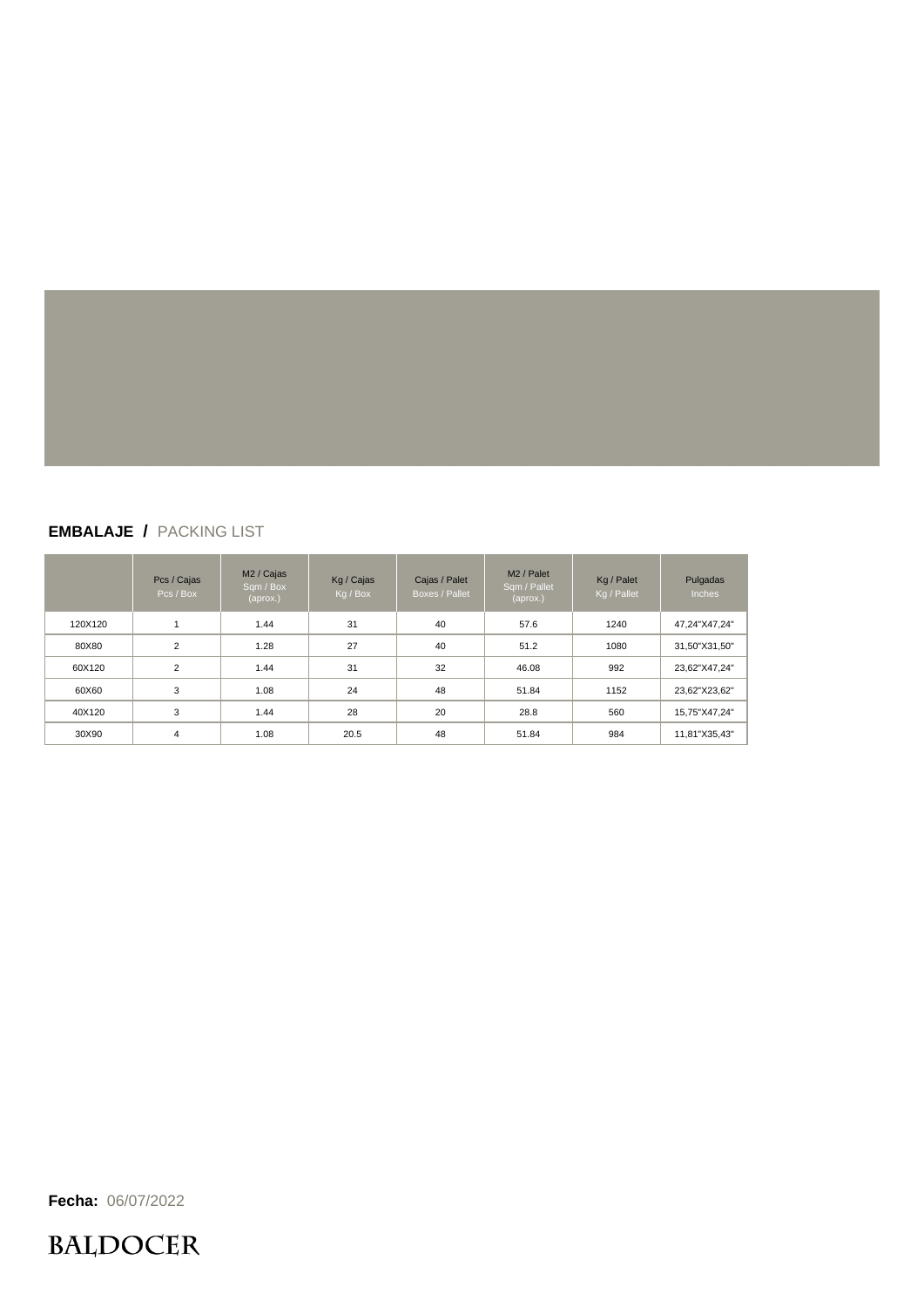## **EMBALAJE / PACKING LIST**

| | Pcs / Cajas<br>Pcs / Box | M2 / Cajas<br>Sqm / Box<br>(aprox.) | Kg / Cajas<br>Kg / Box | Cajas / Palet<br>Boxes / Pallet | M2 / Palet<br>Sqm / Pallet<br>(aprox.) | Kg / Palet<br>Kg / Pallet | Pulgadas<br>Inches |
|---|---|---|---|---|---|---|---|
| 120X120 | 1 | 1.44 | 31 | 40 | 57.6 | 1240 | 47,24"X47,24" |
| 80X80 | 2 | 1.28 | 27 | 40 | 51.2 | 1080 | 31,50"X31,50" |
| 60X120 | 2 | 1.44 | 31 | 32 | 46.08 | 992 | 23,62"X47,24" |
| 60X60 | 3 | 1.08 | 24 | 48 | 51.84 | 1152 | 23,62"X23,62" |
| 40X120 | 3 | 1.44 | 28 | 20 | 28.8 | 560 | 15,75"X47,24" |
| 30X90 | 4 | 1.08 | 20.5 | 48 | 51.84 | 984 | 11,81"X35,43" |

**Fecha:** 06/07/2022

BALDOCER